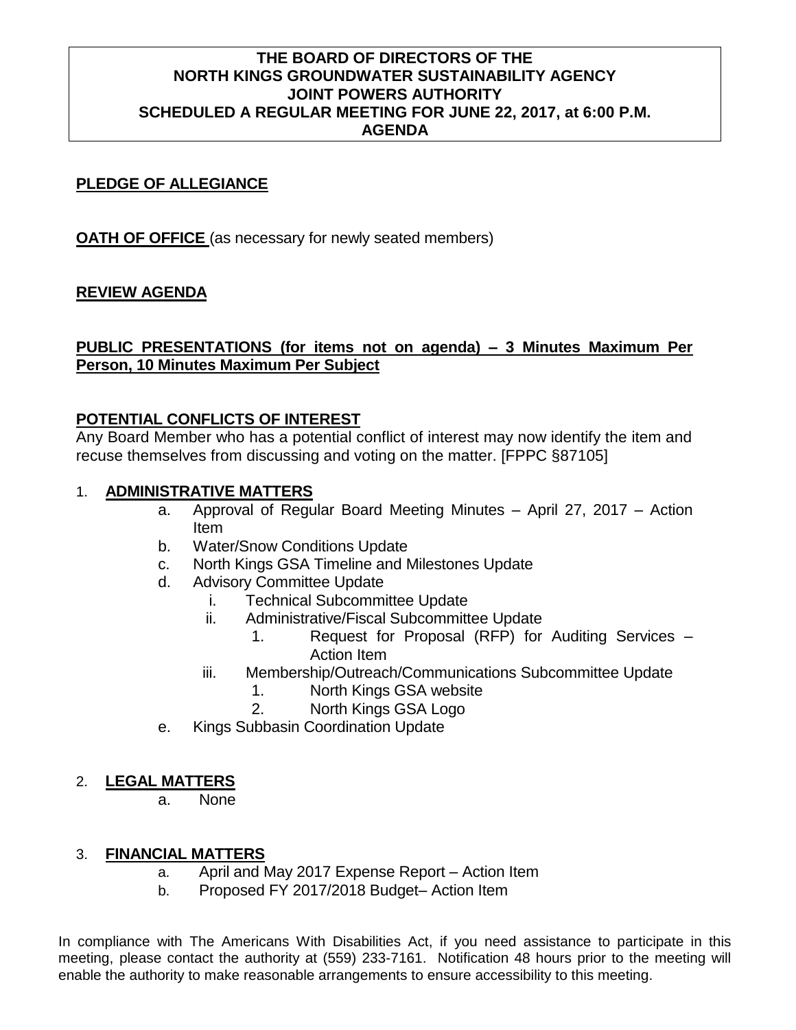# THE BOARD OF DIRECTORS OF THE NORTH KINGS GROUNDWATER SUSTAINABILITY AGENCY JOINT POWERS AUTHORITY SCHEDULED A REGULAR MEETING FOR JUNE 22, 2017, at 6:00 P.M. AGENDA

**PLEDGE OF ALLEGIANCE**

**OATH OF OFFICE** (as necessary for newly seated members)

**REVIEW AGENDA**

**PUBLIC PRESENTATIONS (for items not on agenda) – 3 Minutes Maximum Per Person, 10 Minutes Maximum Per Subject**

**POTENTIAL CONFLICTS OF INTEREST**

Any Board Member who has a potential conflict of interest may now identify the item and recuse themselves from discussing and voting on the matter. [FPPC §87105]

1. **ADMINISTRATIVE MATTERS**
   a. Approval of Regular Board Meeting Minutes – April 27, 2017 – Action Item
   b. Water/Snow Conditions Update
   c. North Kings GSA Timeline and Milestones Update
   d. Advisory Committee Update
      i. Technical Subcommittee Update
      ii. Administrative/Fiscal Subcommittee Update
         1. Request for Proposal (RFP) for Auditing Services – Action Item
      iii. Membership/Outreach/Communications Subcommittee Update
         1. North Kings GSA website
         2. North Kings GSA Logo
   e. Kings Subbasin Coordination Update

2. **LEGAL MATTERS**
   a. None

3. **FINANCIAL MATTERS**
   a. April and May 2017 Expense Report – Action Item
   b. Proposed FY 2017/2018 Budget– Action Item

In compliance with The Americans With Disabilities Act, if you need assistance to participate in this meeting, please contact the authority at (559) 233-7161. Notification 48 hours prior to the meeting will enable the authority to make reasonable arrangements to ensure accessibility to this meeting.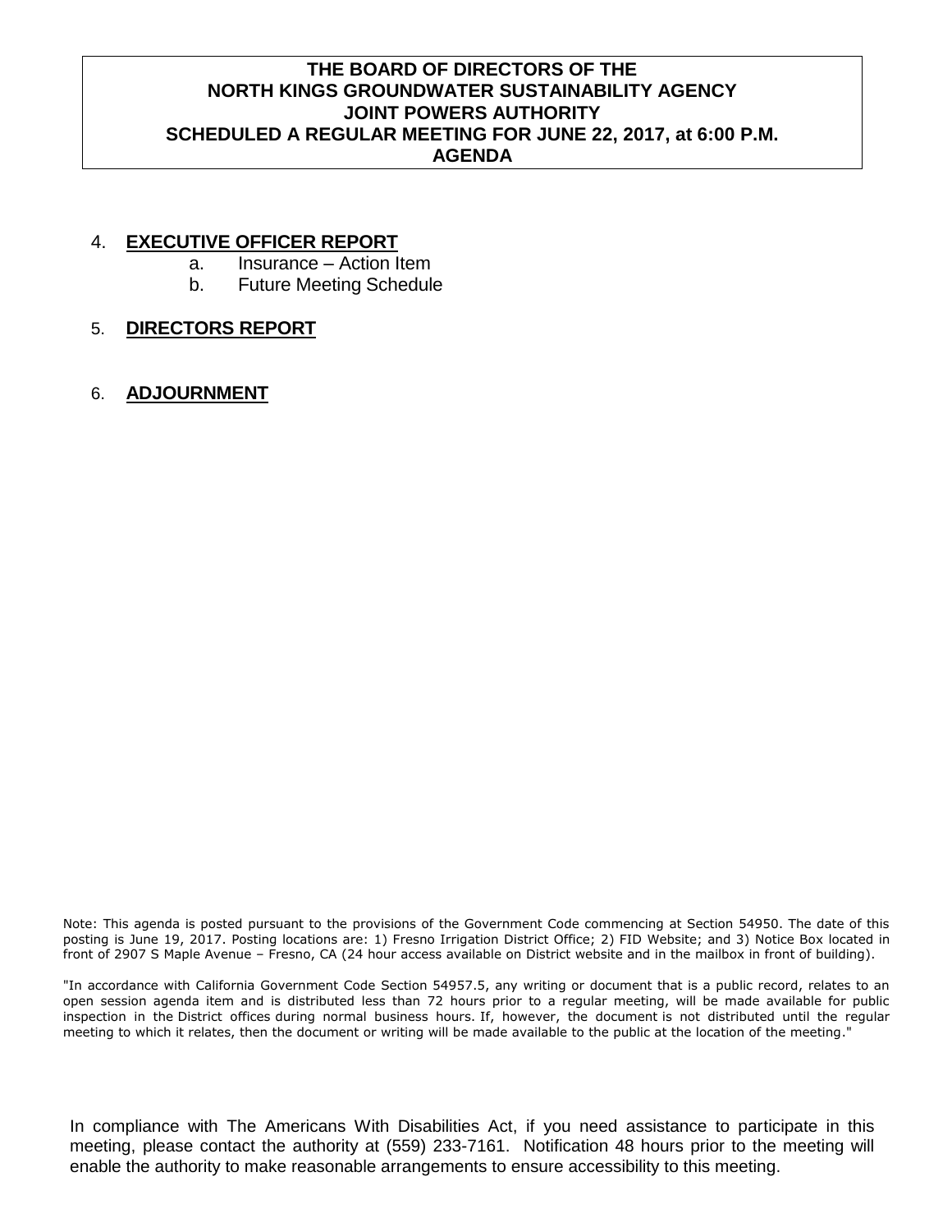**THE BOARD OF DIRECTORS OF THE**
**NORTH KINGS GROUNDWATER SUSTAINABILITY AGENCY**
**JOINT POWERS AUTHORITY**
**SCHEDULED A REGULAR MEETING FOR JUNE 22, 2017, at 6:00 P.M.**
**AGENDA**

4. **EXECUTIVE OFFICER REPORT**
   a. Insurance – Action Item
   b. Future Meeting Schedule

5. **DIRECTORS REPORT**

6. **ADJOURNMENT**

Note: This agenda is posted pursuant to the provisions of the Government Code commencing at Section 54950. The date of this posting is June 19, 2017. Posting locations are: 1) Fresno Irrigation District Office; 2) FID Website; and 3) Notice Box located in front of 2907 S Maple Avenue – Fresno, CA (24 hour access available on District website and in the mailbox in front of building).

"In accordance with California Government Code Section 54957.5, any writing or document that is a public record, relates to an open session agenda item and is distributed less than 72 hours prior to a regular meeting, will be made available for public inspection in the District offices during normal business hours. If, however, the document is not distributed until the regular meeting to which it relates, then the document or writing will be made available to the public at the location of the meeting."

In compliance with The Americans With Disabilities Act, if you need assistance to participate in this meeting, please contact the authority at (559) 233-7161. Notification 48 hours prior to the meeting will enable the authority to make reasonable arrangements to ensure accessibility to this meeting.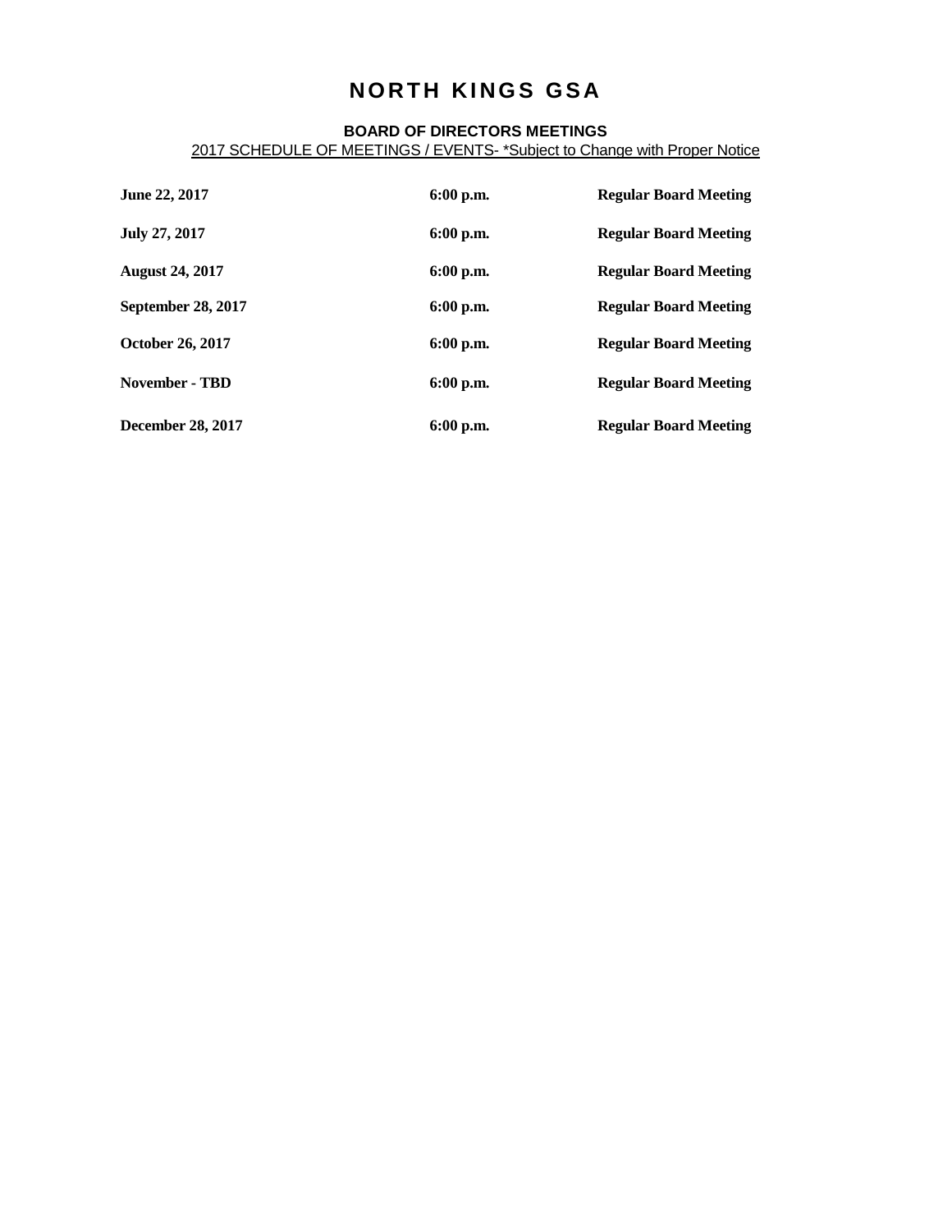# NORTH KINGS GSA

**BOARD OF DIRECTORS MEETINGS**

2017 SCHEDULE OF MEETINGS / EVENTS- *Subject to Change with Proper Notice

| | | |
|---|---|---|
| **June 22, 2017** | **6:00 p.m.** | **Regular Board Meeting** |
| **July 27, 2017** | **6:00 p.m.** | **Regular Board Meeting** |
| **August 24, 2017** | **6:00 p.m.** | **Regular Board Meeting** |
| **September 28, 2017** | **6:00 p.m.** | **Regular Board Meeting** |
| **October 26, 2017** | **6:00 p.m.** | **Regular Board Meeting** |
| **November - TBD** | **6:00 p.m.** | **Regular Board Meeting** |
| **December 28, 2017** | **6:00 p.m.** | **Regular Board Meeting** |